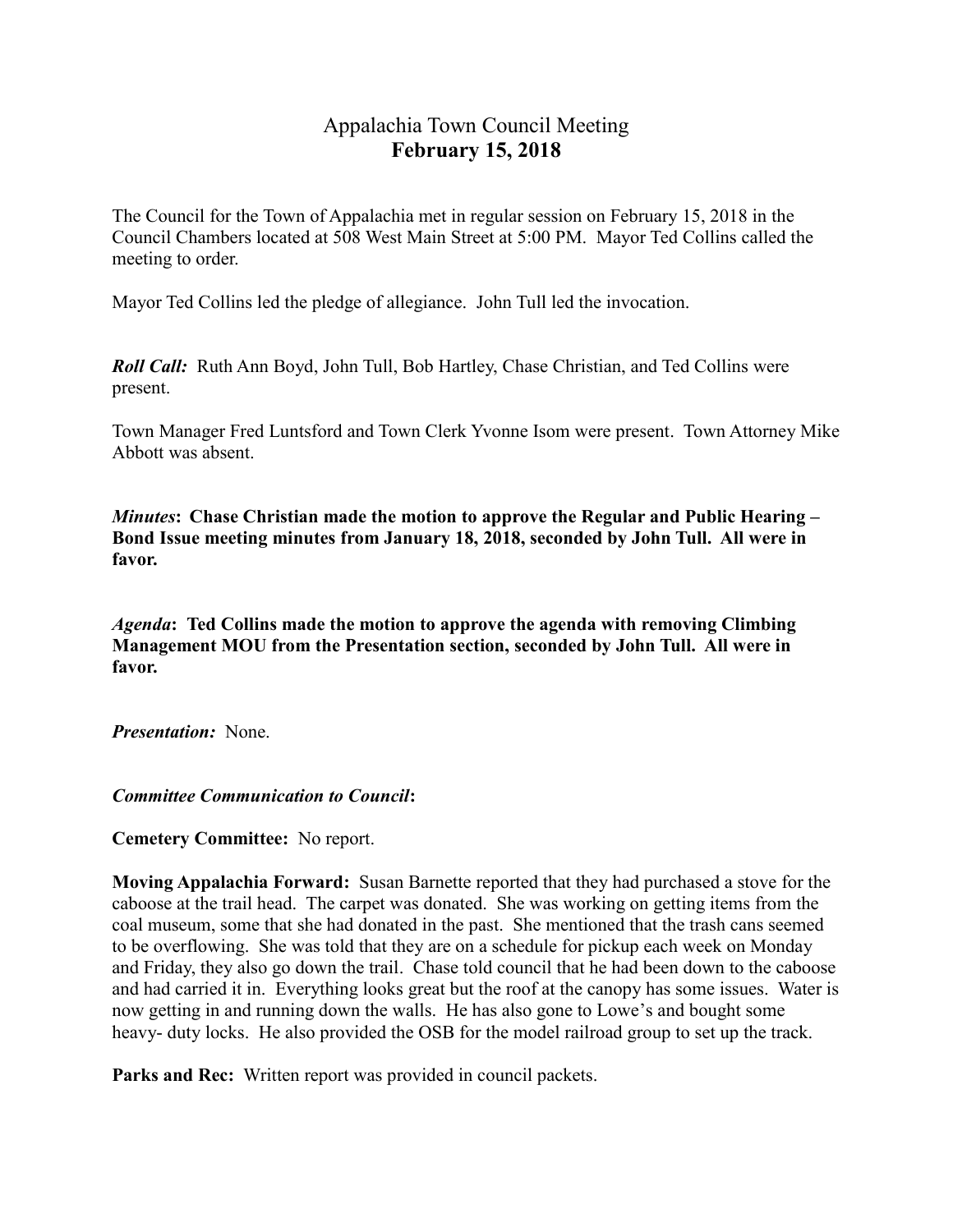# Appalachia Town Council Meeting
## February 15, 2018

The Council for the Town of Appalachia met in regular session on February 15, 2018 in the Council Chambers located at 508 West Main Street at 5:00 PM. Mayor Ted Collins called the meeting to order.

Mayor Ted Collins led the pledge of allegiance. John Tull led the invocation.

***Roll Call:*** Ruth Ann Boyd, John Tull, Bob Hartley, Chase Christian, and Ted Collins were present.

Town Manager Fred Luntsford and Town Clerk Yvonne Isom were present. Town Attorney Mike Abbott was absent.

***Minutes*: Chase Christian made the motion to approve the Regular and Public Hearing – Bond Issue meeting minutes from January 18, 2018, seconded by John Tull. All were in favor.**

***Agenda*: Ted Collins made the motion to approve the agenda with removing Climbing Management MOU from the Presentation section, seconded by John Tull. All were in favor.**

***Presentation:*** None.

***Committee Communication to Council*:**

**Cemetery Committee:** No report.

**Moving Appalachia Forward:** Susan Barnette reported that they had purchased a stove for the caboose at the trail head. The carpet was donated. She was working on getting items from the coal museum, some that she had donated in the past. She mentioned that the trash cans seemed to be overflowing. She was told that they are on a schedule for pickup each week on Monday and Friday, they also go down the trail. Chase told council that he had been down to the caboose and had carried it in. Everything looks great but the roof at the canopy has some issues. Water is now getting in and running down the walls. He has also gone to Lowe's and bought some heavy- duty locks. He also provided the OSB for the model railroad group to set up the track.

**Parks and Rec:** Written report was provided in council packets.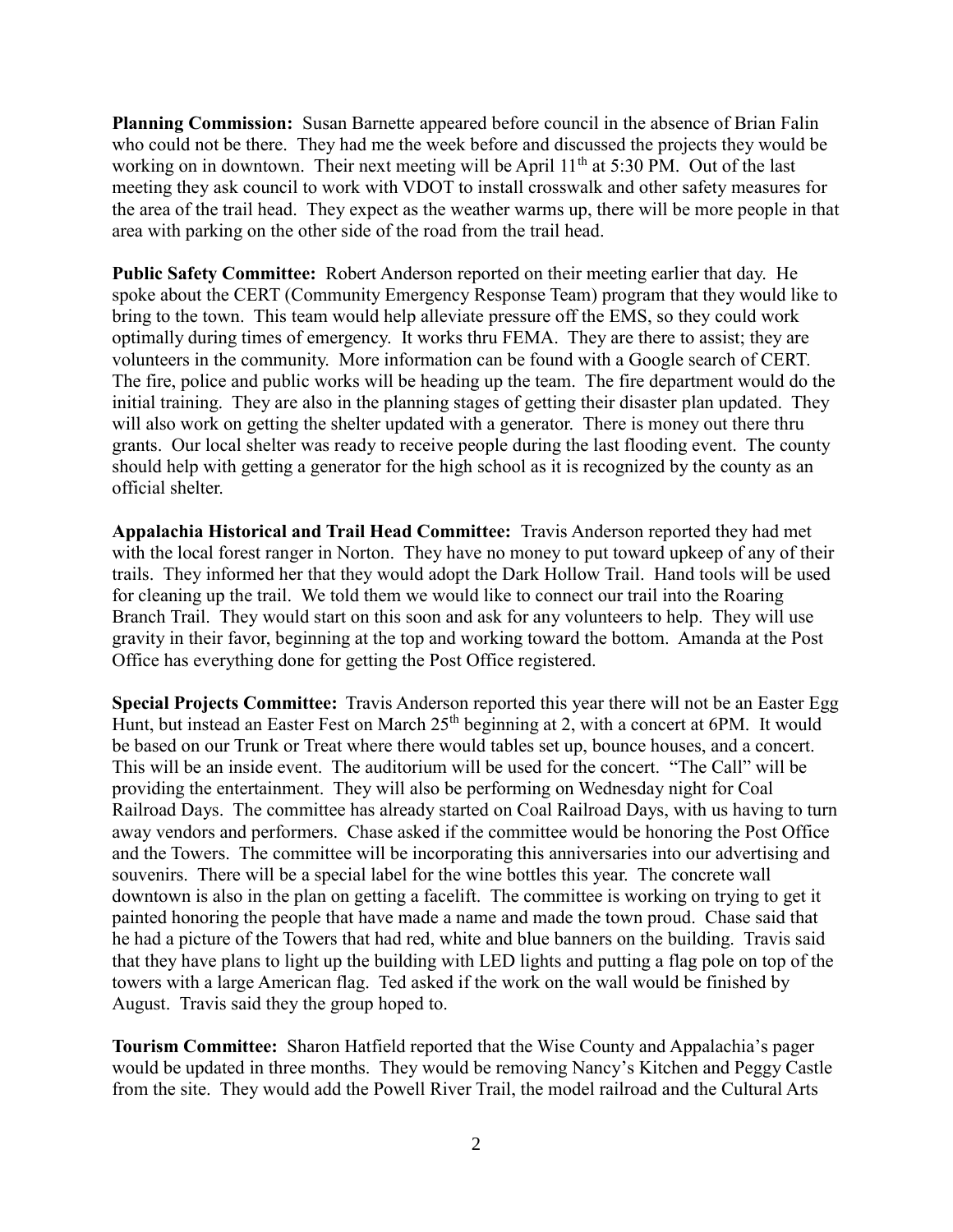**Planning Commission:** Susan Barnette appeared before council in the absence of Brian Falin who could not be there. They had me the week before and discussed the projects they would be working on in downtown. Their next meeting will be April 11th at 5:30 PM. Out of the last meeting they ask council to work with VDOT to install crosswalk and other safety measures for the area of the trail head. They expect as the weather warms up, there will be more people in that area with parking on the other side of the road from the trail head.

**Public Safety Committee:** Robert Anderson reported on their meeting earlier that day. He spoke about the CERT (Community Emergency Response Team) program that they would like to bring to the town. This team would help alleviate pressure off the EMS, so they could work optimally during times of emergency. It works thru FEMA. They are there to assist; they are volunteers in the community. More information can be found with a Google search of CERT. The fire, police and public works will be heading up the team. The fire department would do the initial training. They are also in the planning stages of getting their disaster plan updated. They will also work on getting the shelter updated with a generator. There is money out there thru grants. Our local shelter was ready to receive people during the last flooding event. The county should help with getting a generator for the high school as it is recognized by the county as an official shelter.

**Appalachia Historical and Trail Head Committee:** Travis Anderson reported they had met with the local forest ranger in Norton. They have no money to put toward upkeep of any of their trails. They informed her that they would adopt the Dark Hollow Trail. Hand tools will be used for cleaning up the trail. We told them we would like to connect our trail into the Roaring Branch Trail. They would start on this soon and ask for any volunteers to help. They will use gravity in their favor, beginning at the top and working toward the bottom. Amanda at the Post Office has everything done for getting the Post Office registered.

**Special Projects Committee:** Travis Anderson reported this year there will not be an Easter Egg Hunt, but instead an Easter Fest on March 25th beginning at 2, with a concert at 6PM. It would be based on our Trunk or Treat where there would tables set up, bounce houses, and a concert. This will be an inside event. The auditorium will be used for the concert. "The Call" will be providing the entertainment. They will also be performing on Wednesday night for Coal Railroad Days. The committee has already started on Coal Railroad Days, with us having to turn away vendors and performers. Chase asked if the committee would be honoring the Post Office and the Towers. The committee will be incorporating this anniversaries into our advertising and souvenirs. There will be a special label for the wine bottles this year. The concrete wall downtown is also in the plan on getting a facelift. The committee is working on trying to get it painted honoring the people that have made a name and made the town proud. Chase said that he had a picture of the Towers that had red, white and blue banners on the building. Travis said that they have plans to light up the building with LED lights and putting a flag pole on top of the towers with a large American flag. Ted asked if the work on the wall would be finished by August. Travis said they the group hoped to.

**Tourism Committee:** Sharon Hatfield reported that the Wise County and Appalachia's pager would be updated in three months. They would be removing Nancy's Kitchen and Peggy Castle from the site. They would add the Powell River Trail, the model railroad and the Cultural Arts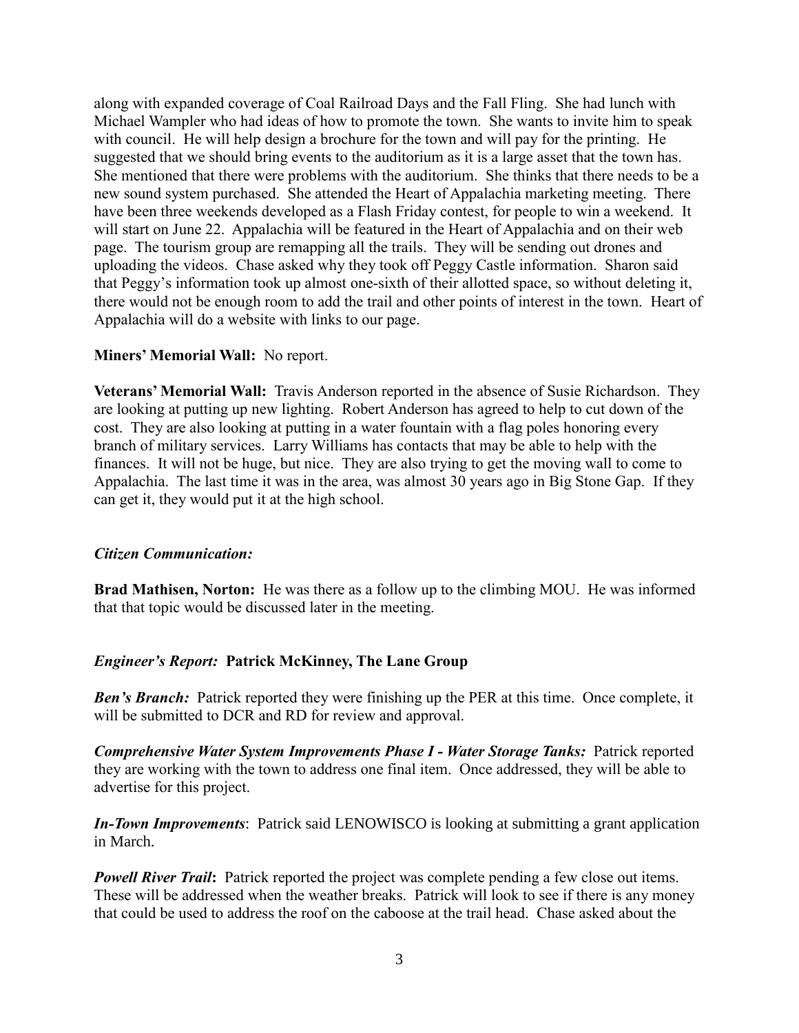along with expanded coverage of Coal Railroad Days and the Fall Fling. She had lunch with Michael Wampler who had ideas of how to promote the town. She wants to invite him to speak with council. He will help design a brochure for the town and will pay for the printing. He suggested that we should bring events to the auditorium as it is a large asset that the town has. She mentioned that there were problems with the auditorium. She thinks that there needs to be a new sound system purchased. She attended the Heart of Appalachia marketing meeting. There have been three weekends developed as a Flash Friday contest, for people to win a weekend. It will start on June 22. Appalachia will be featured in the Heart of Appalachia and on their web page. The tourism group are remapping all the trails. They will be sending out drones and uploading the videos. Chase asked why they took off Peggy Castle information. Sharon said that Peggy's information took up almost one-sixth of their allotted space, so without deleting it, there would not be enough room to add the trail and other points of interest in the town. Heart of Appalachia will do a website with links to our page.

**Miners' Memorial Wall:** No report.

**Veterans' Memorial Wall:** Travis Anderson reported in the absence of Susie Richardson. They are looking at putting up new lighting. Robert Anderson has agreed to help to cut down of the cost. They are also looking at putting in a water fountain with a flag poles honoring every branch of military services. Larry Williams has contacts that may be able to help with the finances. It will not be huge, but nice. They are also trying to get the moving wall to come to Appalachia. The last time it was in the area, was almost 30 years ago in Big Stone Gap. If they can get it, they would put it at the high school.

***Citizen Communication:***

**Brad Mathisen, Norton:** He was there as a follow up to the climbing MOU. He was informed that that topic would be discussed later in the meeting.

***Engineer's Report:* Patrick McKinney, The Lane Group**

***Ben's Branch:*** Patrick reported they were finishing up the PER at this time. Once complete, it will be submitted to DCR and RD for review and approval.

***Comprehensive Water System Improvements Phase I - Water Storage Tanks:*** Patrick reported they are working with the town to address one final item. Once addressed, they will be able to advertise for this project.

***In-Town Improvements***: Patrick said LENOWISCO is looking at submitting a grant application in March.

***Powell River Trail*:** Patrick reported the project was complete pending a few close out items. These will be addressed when the weather breaks. Patrick will look to see if there is any money that could be used to address the roof on the caboose at the trail head. Chase asked about the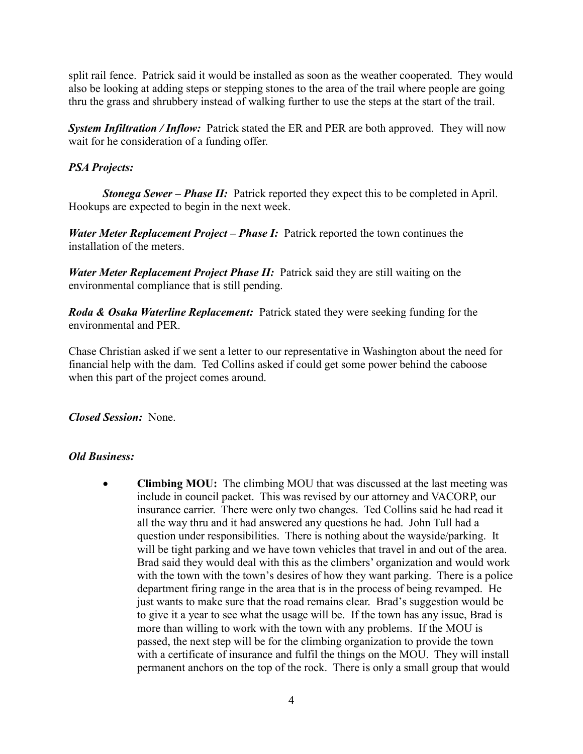split rail fence. Patrick said it would be installed as soon as the weather cooperated. They would also be looking at adding steps or stepping stones to the area of the trail where people are going thru the grass and shrubbery instead of walking further to use the steps at the start of the trail.

***System Infiltration / Inflow:*** Patrick stated the ER and PER are both approved. They will now wait for he consideration of a funding offer.

***PSA Projects:***

***Stonega Sewer – Phase II:*** Patrick reported they expect this to be completed in April. Hookups are expected to begin in the next week.

***Water Meter Replacement Project – Phase I:*** Patrick reported the town continues the installation of the meters.

***Water Meter Replacement Project Phase II:*** Patrick said they are still waiting on the environmental compliance that is still pending.

***Roda & Osaka Waterline Replacement:*** Patrick stated they were seeking funding for the environmental and PER.

Chase Christian asked if we sent a letter to our representative in Washington about the need for financial help with the dam. Ted Collins asked if could get some power behind the caboose when this part of the project comes around.

***Closed Session:*** None.

***Old Business:***

- **Climbing MOU:** The climbing MOU that was discussed at the last meeting was include in council packet. This was revised by our attorney and VACORP, our insurance carrier. There were only two changes. Ted Collins said he had read it all the way thru and it had answered any questions he had. John Tull had a question under responsibilities. There is nothing about the wayside/parking. It will be tight parking and we have town vehicles that travel in and out of the area. Brad said they would deal with this as the climbers' organization and would work with the town with the town's desires of how they want parking. There is a police department firing range in the area that is in the process of being revamped. He just wants to make sure that the road remains clear. Brad's suggestion would be to give it a year to see what the usage will be. If the town has any issue, Brad is more than willing to work with the town with any problems. If the MOU is passed, the next step will be for the climbing organization to provide the town with a certificate of insurance and fulfil the things on the MOU. They will install permanent anchors on the top of the rock. There is only a small group that would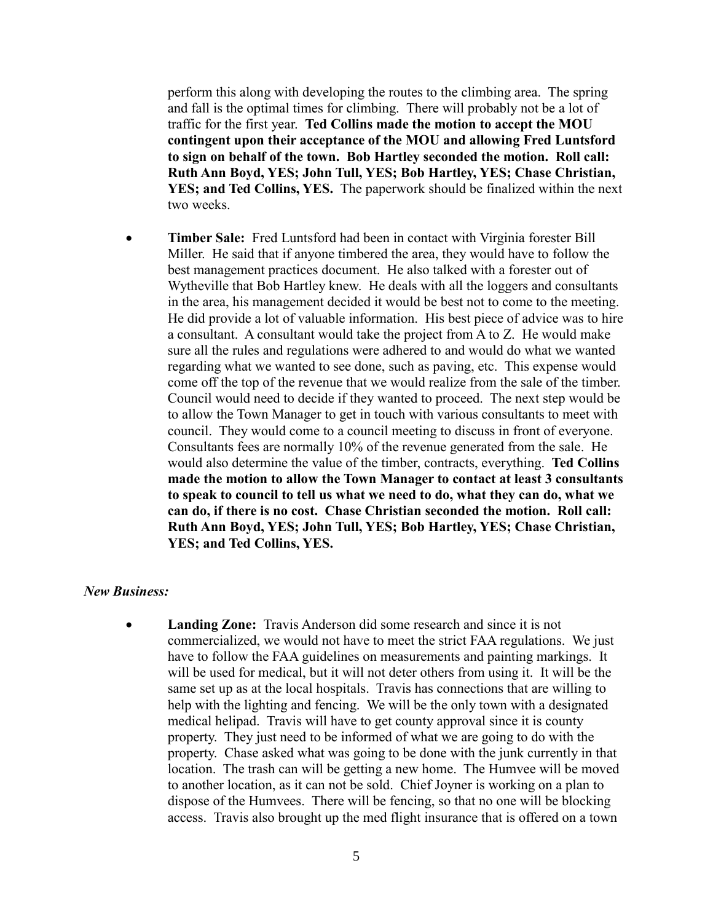perform this along with developing the routes to the climbing area. The spring and fall is the optimal times for climbing. There will probably not be a lot of traffic for the first year. **Ted Collins made the motion to accept the MOU contingent upon their acceptance of the MOU and allowing Fred Luntsford to sign on behalf of the town. Bob Hartley seconded the motion. Roll call: Ruth Ann Boyd, YES; John Tull, YES; Bob Hartley, YES; Chase Christian, YES; and Ted Collins, YES.** The paperwork should be finalized within the next two weeks.

- **Timber Sale:** Fred Luntsford had been in contact with Virginia forester Bill Miller. He said that if anyone timbered the area, they would have to follow the best management practices document. He also talked with a forester out of Wytheville that Bob Hartley knew. He deals with all the loggers and consultants in the area, his management decided it would be best not to come to the meeting. He did provide a lot of valuable information. His best piece of advice was to hire a consultant. A consultant would take the project from A to Z. He would make sure all the rules and regulations were adhered to and would do what we wanted regarding what we wanted to see done, such as paving, etc. This expense would come off the top of the revenue that we would realize from the sale of the timber. Council would need to decide if they wanted to proceed. The next step would be to allow the Town Manager to get in touch with various consultants to meet with council. They would come to a council meeting to discuss in front of everyone. Consultants fees are normally 10% of the revenue generated from the sale. He would also determine the value of the timber, contracts, everything. **Ted Collins made the motion to allow the Town Manager to contact at least 3 consultants to speak to council to tell us what we need to do, what they can do, what we can do, if there is no cost. Chase Christian seconded the motion. Roll call: Ruth Ann Boyd, YES; John Tull, YES; Bob Hartley, YES; Chase Christian, YES; and Ted Collins, YES.**

***New Business:***

- **Landing Zone:** Travis Anderson did some research and since it is not commercialized, we would not have to meet the strict FAA regulations. We just have to follow the FAA guidelines on measurements and painting markings. It will be used for medical, but it will not deter others from using it. It will be the same set up as at the local hospitals. Travis has connections that are willing to help with the lighting and fencing. We will be the only town with a designated medical helipad. Travis will have to get county approval since it is county property. They just need to be informed of what we are going to do with the property. Chase asked what was going to be done with the junk currently in that location. The trash can will be getting a new home. The Humvee will be moved to another location, as it can not be sold. Chief Joyner is working on a plan to dispose of the Humvees. There will be fencing, so that no one will be blocking access. Travis also brought up the med flight insurance that is offered on a town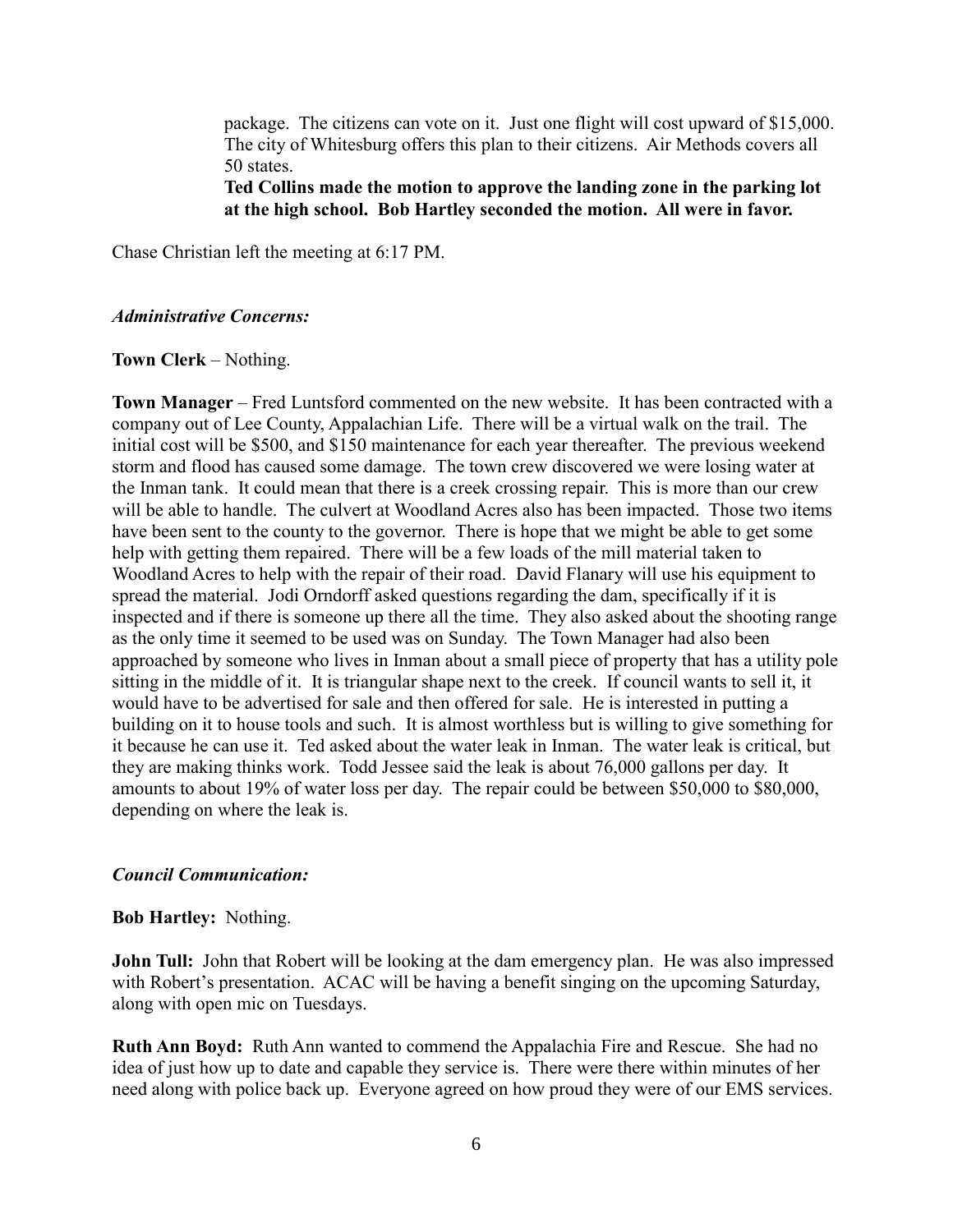package. The citizens can vote on it. Just one flight will cost upward of $15,000. The city of Whitesburg offers this plan to their citizens. Air Methods covers all 50 states.

**Ted Collins made the motion to approve the landing zone in the parking lot at the high school. Bob Hartley seconded the motion. All were in favor.**

Chase Christian left the meeting at 6:17 PM.

*Administrative Concerns:*

**Town Clerk** – Nothing.

**Town Manager** – Fred Luntsford commented on the new website. It has been contracted with a company out of Lee County, Appalachian Life. There will be a virtual walk on the trail. The initial cost will be $500, and $150 maintenance for each year thereafter. The previous weekend storm and flood has caused some damage. The town crew discovered we were losing water at the Inman tank. It could mean that there is a creek crossing repair. This is more than our crew will be able to handle. The culvert at Woodland Acres also has been impacted. Those two items have been sent to the county to the governor. There is hope that we might be able to get some help with getting them repaired. There will be a few loads of the mill material taken to Woodland Acres to help with the repair of their road. David Flanary will use his equipment to spread the material. Jodi Orndorff asked questions regarding the dam, specifically if it is inspected and if there is someone up there all the time. They also asked about the shooting range as the only time it seemed to be used was on Sunday. The Town Manager had also been approached by someone who lives in Inman about a small piece of property that has a utility pole sitting in the middle of it. It is triangular shape next to the creek. If council wants to sell it, it would have to be advertised for sale and then offered for sale. He is interested in putting a building on it to house tools and such. It is almost worthless but is willing to give something for it because he can use it. Ted asked about the water leak in Inman. The water leak is critical, but they are making thinks work. Todd Jessee said the leak is about 76,000 gallons per day. It amounts to about 19% of water loss per day. The repair could be between $50,000 to $80,000, depending on where the leak is.

*Council Communication:*

**Bob Hartley:** Nothing.

**John Tull:** John that Robert will be looking at the dam emergency plan. He was also impressed with Robert's presentation. ACAC will be having a benefit singing on the upcoming Saturday, along with open mic on Tuesdays.

**Ruth Ann Boyd:** Ruth Ann wanted to commend the Appalachia Fire and Rescue. She had no idea of just how up to date and capable they service is. There were there within minutes of her need along with police back up. Everyone agreed on how proud they were of our EMS services.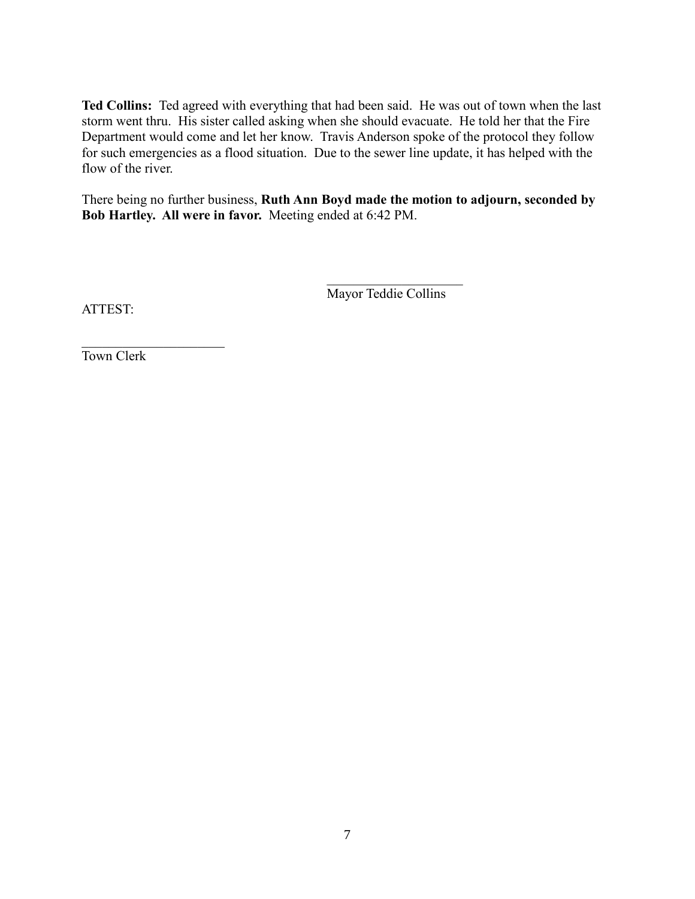**Ted Collins:** Ted agreed with everything that had been said. He was out of town when the last storm went thru. His sister called asking when she should evacuate. He told her that the Fire Department would come and let her know. Travis Anderson spoke of the protocol they follow for such emergencies as a flood situation. Due to the sewer line update, it has helped with the flow of the river.

There being no further business, **Ruth Ann Boyd made the motion to adjourn, seconded by Bob Hartley. All were in favor.** Meeting ended at 6:42 PM.

\_\_\_\_\_\_\_\_\_\_\_\_\_\_\_\_\_\_\_\_
Mayor Teddie Collins

ATTEST:

\_\_\_\_\_\_\_\_\_\_\_\_\_\_\_\_\_\_\_\_
Town Clerk